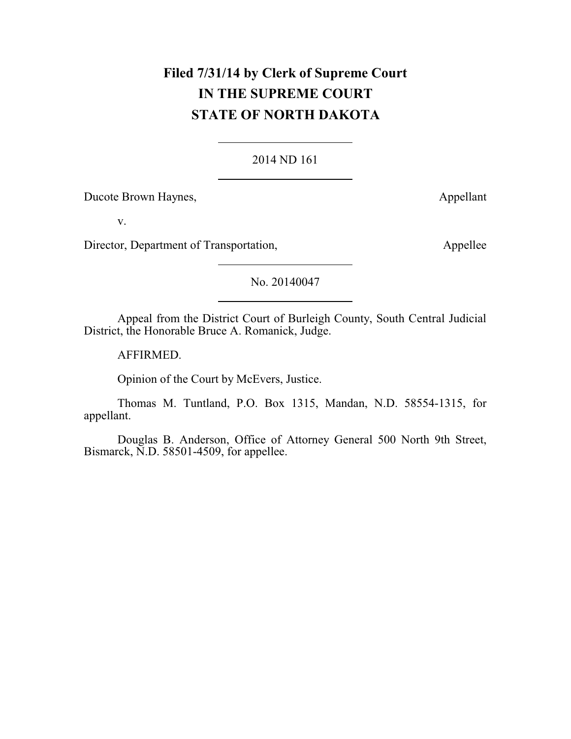**Filed 7/31/14 by Clerk of Supreme Court**
**IN THE SUPREME COURT**
**STATE OF NORTH DAKOTA**

2014 ND 161

Ducote Brown Haynes, Appellant

v.

Director, Department of Transportation, Appellee

No. 20140047

Appeal from the District Court of Burleigh County, South Central Judicial District, the Honorable Bruce A. Romanick, Judge.

AFFIRMED.

Opinion of the Court by McEvers, Justice.

Thomas M. Tuntland, P.O. Box 1315, Mandan, N.D. 58554-1315, for appellant.

Douglas B. Anderson, Office of Attorney General 500 North 9th Street, Bismarck, N.D. 58501-4509, for appellee.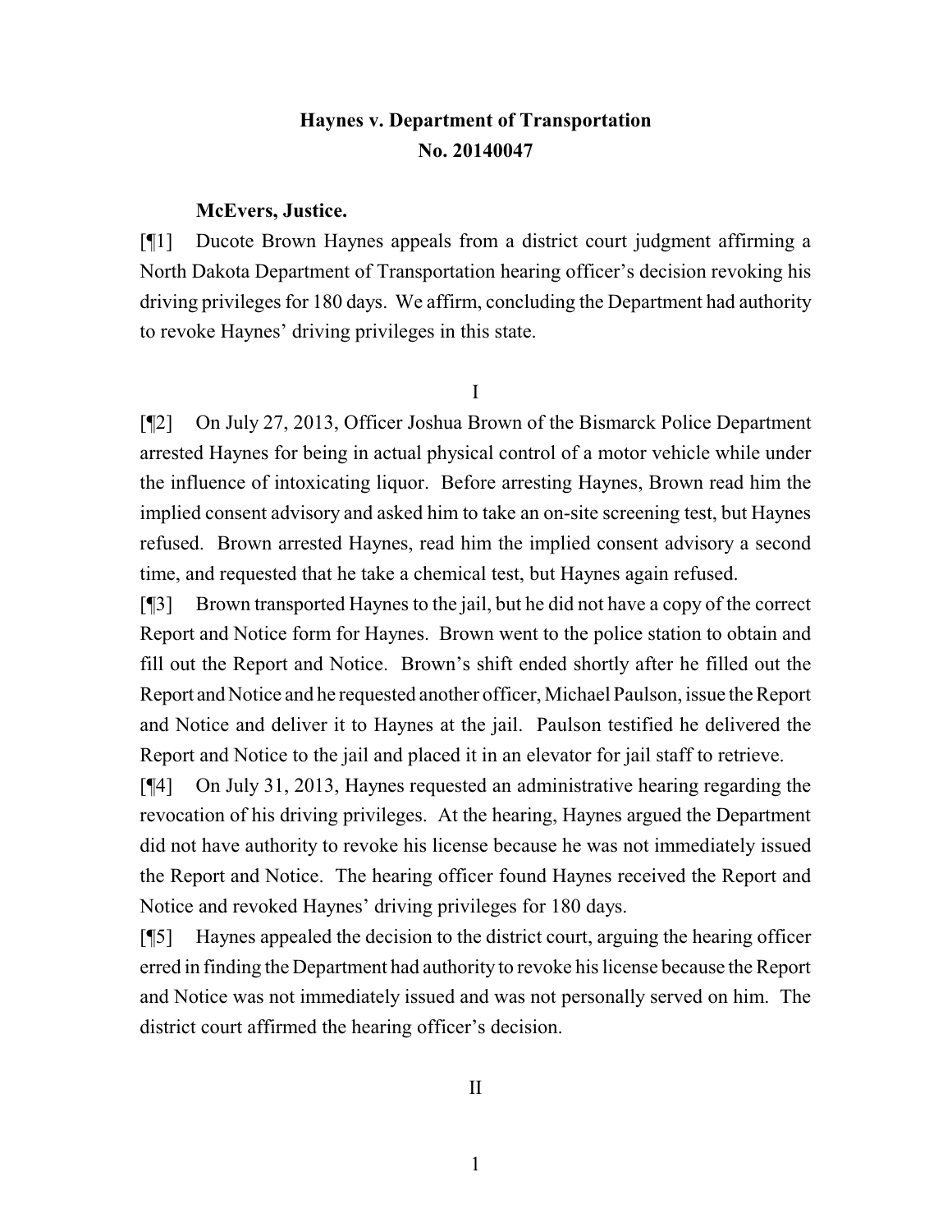**Haynes v. Department of Transportation**
**No. 20140047**

**McEvers, Justice.**

[¶1] Ducote Brown Haynes appeals from a district court judgment affirming a North Dakota Department of Transportation hearing officer's decision revoking his driving privileges for 180 days. We affirm, concluding the Department had authority to revoke Haynes' driving privileges in this state.

I

[¶2] On July 27, 2013, Officer Joshua Brown of the Bismarck Police Department arrested Haynes for being in actual physical control of a motor vehicle while under the influence of intoxicating liquor. Before arresting Haynes, Brown read him the implied consent advisory and asked him to take an on-site screening test, but Haynes refused. Brown arrested Haynes, read him the implied consent advisory a second time, and requested that he take a chemical test, but Haynes again refused.

[¶3] Brown transported Haynes to the jail, but he did not have a copy of the correct Report and Notice form for Haynes. Brown went to the police station to obtain and fill out the Report and Notice. Brown's shift ended shortly after he filled out the Report and Notice and he requested another officer, Michael Paulson, issue the Report and Notice and deliver it to Haynes at the jail. Paulson testified he delivered the Report and Notice to the jail and placed it in an elevator for jail staff to retrieve.

[¶4] On July 31, 2013, Haynes requested an administrative hearing regarding the revocation of his driving privileges. At the hearing, Haynes argued the Department did not have authority to revoke his license because he was not immediately issued the Report and Notice. The hearing officer found Haynes received the Report and Notice and revoked Haynes' driving privileges for 180 days.

[¶5] Haynes appealed the decision to the district court, arguing the hearing officer erred in finding the Department had authority to revoke his license because the Report and Notice was not immediately issued and was not personally served on him. The district court affirmed the hearing officer's decision.

II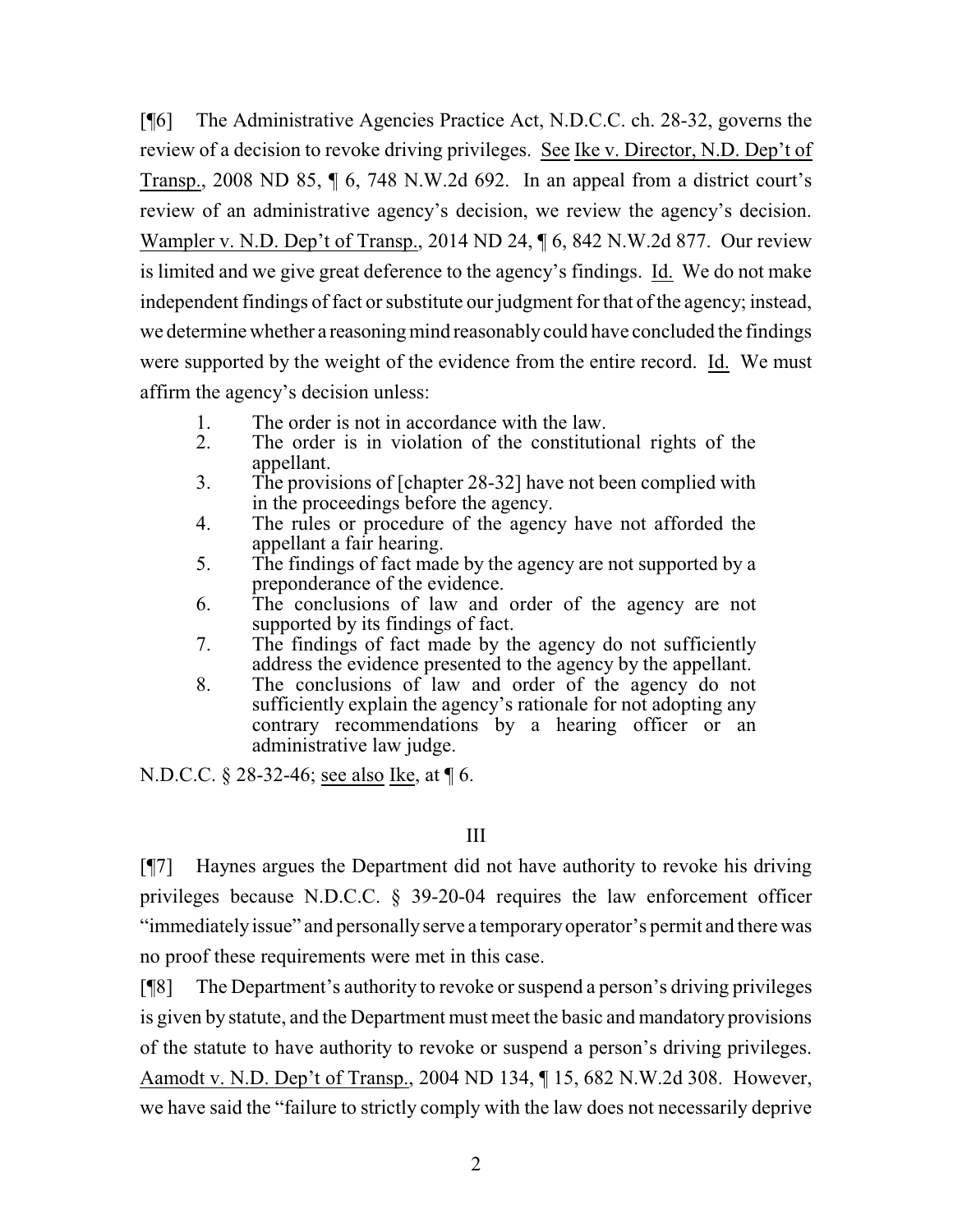[¶6] The Administrative Agencies Practice Act, N.D.C.C. ch. 28-32, governs the review of a decision to revoke driving privileges. See Ike v. Director, N.D. Dep't of Transp., 2008 ND 85, ¶ 6, 748 N.W.2d 692. In an appeal from a district court's review of an administrative agency's decision, we review the agency's decision. Wampler v. N.D. Dep't of Transp., 2014 ND 24, ¶ 6, 842 N.W.2d 877. Our review is limited and we give great deference to the agency's findings. Id. We do not make independent findings of fact or substitute our judgment for that of the agency; instead, we determine whether a reasoning mind reasonably could have concluded the findings were supported by the weight of the evidence from the entire record. Id. We must affirm the agency's decision unless:

> 1. The order is not in accordance with the law.
> 2. The order is in violation of the constitutional rights of the appellant.
> 3. The provisions of [chapter 28-32] have not been complied with in the proceedings before the agency.
> 4. The rules or procedure of the agency have not afforded the appellant a fair hearing.
> 5. The findings of fact made by the agency are not supported by a preponderance of the evidence.
> 6. The conclusions of law and order of the agency are not supported by its findings of fact.
> 7. The findings of fact made by the agency do not sufficiently address the evidence presented to the agency by the appellant.
> 8. The conclusions of law and order of the agency do not sufficiently explain the agency's rationale for not adopting any contrary recommendations by a hearing officer or an administrative law judge.

N.D.C.C. § 28-32-46; see also Ike, at ¶ 6.

## III

[¶7] Haynes argues the Department did not have authority to revoke his driving privileges because N.D.C.C. § 39-20-04 requires the law enforcement officer "immediately issue" and personally serve a temporary operator's permit and there was no proof these requirements were met in this case.

[¶8] The Department's authority to revoke or suspend a person's driving privileges is given by statute, and the Department must meet the basic and mandatory provisions of the statute to have authority to revoke or suspend a person's driving privileges. Aamodt v. N.D. Dep't of Transp., 2004 ND 134, ¶ 15, 682 N.W.2d 308. However, we have said the "failure to strictly comply with the law does not necessarily deprive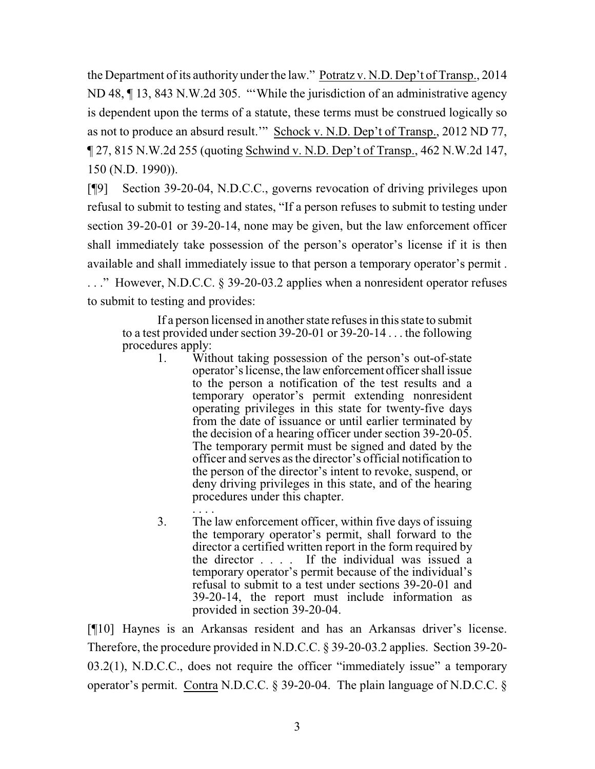the Department of its authority under the law." Potratz v. N.D. Dep't of Transp., 2014 ND 48, ¶ 13, 843 N.W.2d 305. "'While the jurisdiction of an administrative agency is dependent upon the terms of a statute, these terms must be construed logically so as not to produce an absurd result.'" Schock v. N.D. Dep't of Transp., 2012 ND 77, ¶ 27, 815 N.W.2d 255 (quoting Schwind v. N.D. Dep't of Transp., 462 N.W.2d 147, 150 (N.D. 1990)).

[¶9] Section 39-20-04, N.D.C.C., governs revocation of driving privileges upon refusal to submit to testing and states, "If a person refuses to submit to testing under section 39-20-01 or 39-20-14, none may be given, but the law enforcement officer shall immediately take possession of the person's operator's license if it is then available and shall immediately issue to that person a temporary operator's permit . . . ." However, N.D.C.C. § 39-20-03.2 applies when a nonresident operator refuses to submit to testing and provides:

> If a person licensed in another state refuses in this state to submit to a test provided under section 39-20-01 or 39-20-14 . . . the following procedures apply:
>
> 1. Without taking possession of the person's out-of-state operator's license, the law enforcement officer shall issue to the person a notification of the test results and a temporary operator's permit extending nonresident operating privileges in this state for twenty-five days from the date of issuance or until earlier terminated by the decision of a hearing officer under section 39-20-05. The temporary permit must be signed and dated by the officer and serves as the director's official notification to the person of the director's intent to revoke, suspend, or deny driving privileges in this state, and of the hearing procedures under this chapter.
>
> . . . .
>
> 3. The law enforcement officer, within five days of issuing the temporary operator's permit, shall forward to the director a certified written report in the form required by the director . . . . If the individual was issued a temporary operator's permit because of the individual's refusal to submit to a test under sections 39-20-01 and 39-20-14, the report must include information as provided in section 39-20-04.

[¶10] Haynes is an Arkansas resident and has an Arkansas driver's license. Therefore, the procedure provided in N.D.C.C. § 39-20-03.2 applies. Section 39-20-03.2(1), N.D.C.C., does not require the officer "immediately issue" a temporary operator's permit. Contra N.D.C.C. § 39-20-04. The plain language of N.D.C.C. §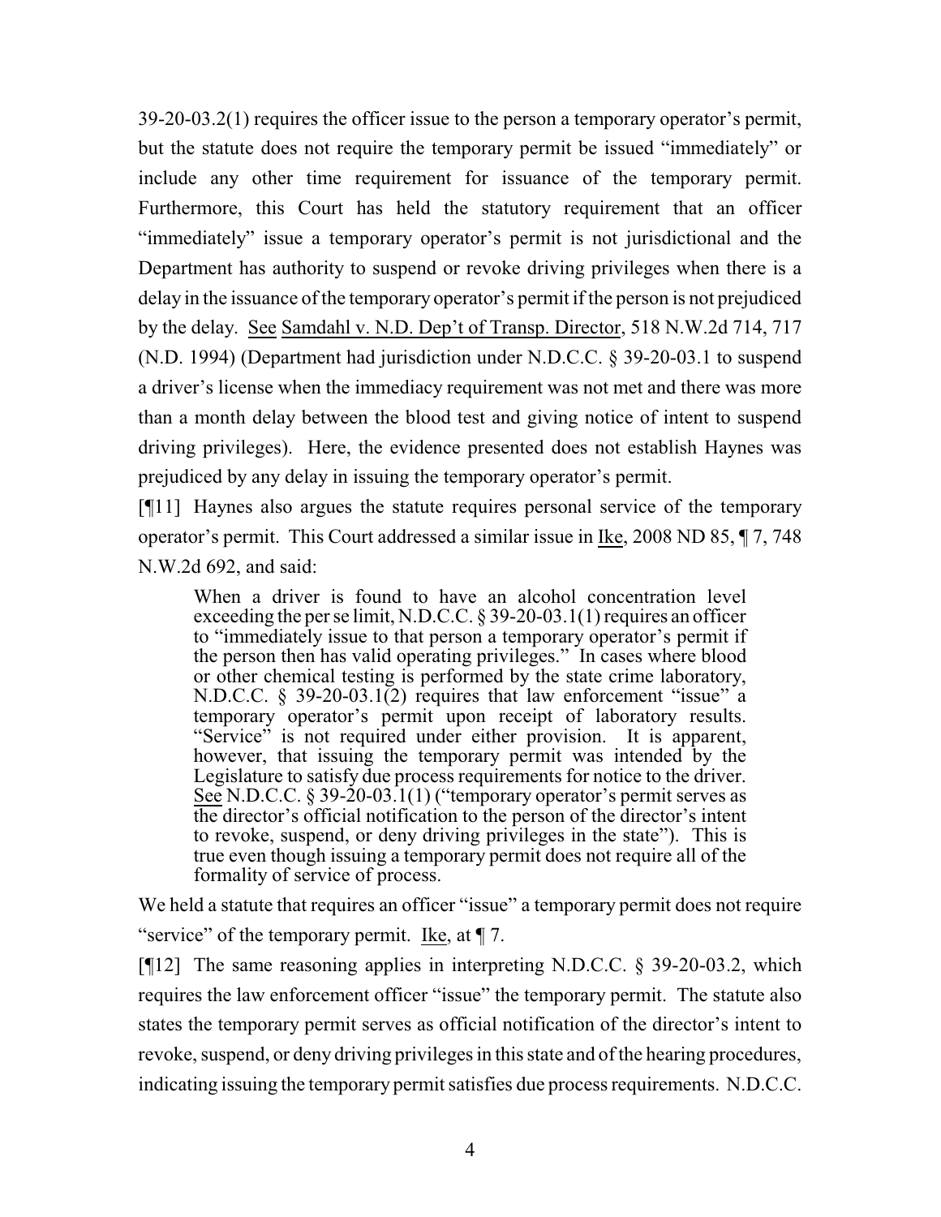39-20-03.2(1) requires the officer issue to the person a temporary operator's permit, but the statute does not require the temporary permit be issued "immediately" or include any other time requirement for issuance of the temporary permit. Furthermore, this Court has held the statutory requirement that an officer "immediately" issue a temporary operator's permit is not jurisdictional and the Department has authority to suspend or revoke driving privileges when there is a delay in the issuance of the temporary operator's permit if the person is not prejudiced by the delay. See Samdahl v. N.D. Dep't of Transp. Director, 518 N.W.2d 714, 717 (N.D. 1994) (Department had jurisdiction under N.D.C.C. § 39-20-03.1 to suspend a driver's license when the immediacy requirement was not met and there was more than a month delay between the blood test and giving notice of intent to suspend driving privileges). Here, the evidence presented does not establish Haynes was prejudiced by any delay in issuing the temporary operator's permit.

[¶11] Haynes also argues the statute requires personal service of the temporary operator's permit. This Court addressed a similar issue in Ike, 2008 ND 85, ¶ 7, 748 N.W.2d 692, and said:

> When a driver is found to have an alcohol concentration level exceeding the per se limit, N.D.C.C. § 39-20-03.1(1) requires an officer to "immediately issue to that person a temporary operator's permit if the person then has valid operating privileges." In cases where blood or other chemical testing is performed by the state crime laboratory, N.D.C.C. § 39-20-03.1(2) requires that law enforcement "issue" a temporary operator's permit upon receipt of laboratory results. "Service" is not required under either provision. It is apparent, however, that issuing the temporary permit was intended by the Legislature to satisfy due process requirements for notice to the driver. See N.D.C.C. § 39-20-03.1(1) ("temporary operator's permit serves as the director's official notification to the person of the director's intent to revoke, suspend, or deny driving privileges in the state"). This is true even though issuing a temporary permit does not require all of the formality of service of process.

We held a statute that requires an officer "issue" a temporary permit does not require "service" of the temporary permit. Ike, at ¶ 7.

[¶12] The same reasoning applies in interpreting N.D.C.C. § 39-20-03.2, which requires the law enforcement officer "issue" the temporary permit. The statute also states the temporary permit serves as official notification of the director's intent to revoke, suspend, or deny driving privileges in this state and of the hearing procedures, indicating issuing the temporary permit satisfies due process requirements. N.D.C.C.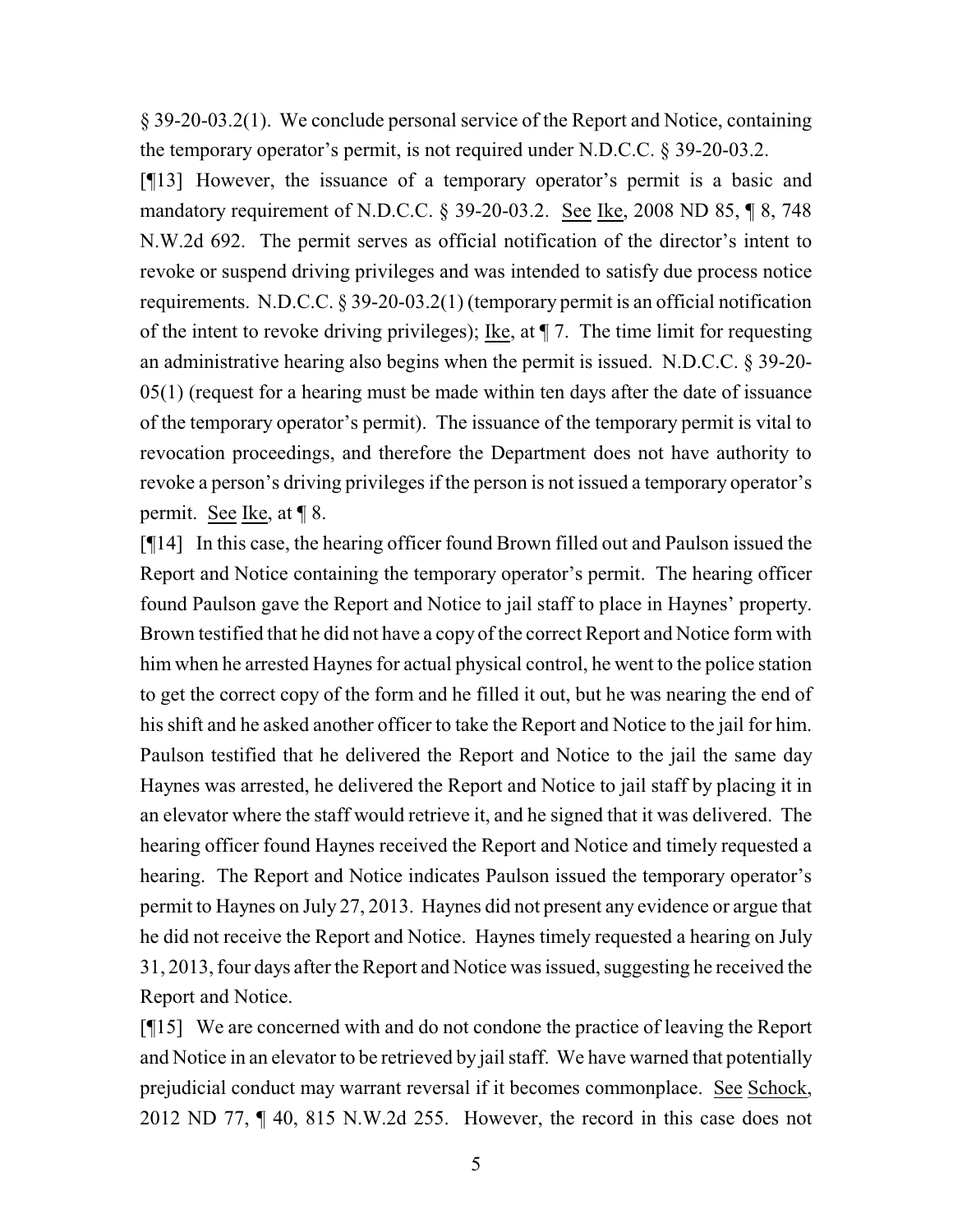§ 39-20-03.2(1). We conclude personal service of the Report and Notice, containing the temporary operator's permit, is not required under N.D.C.C. § 39-20-03.2.

[¶13] However, the issuance of a temporary operator's permit is a basic and mandatory requirement of N.D.C.C. § 39-20-03.2. See Ike, 2008 ND 85, ¶ 8, 748 N.W.2d 692. The permit serves as official notification of the director's intent to revoke or suspend driving privileges and was intended to satisfy due process notice requirements. N.D.C.C. § 39-20-03.2(1) (temporary permit is an official notification of the intent to revoke driving privileges); Ike, at ¶ 7. The time limit for requesting an administrative hearing also begins when the permit is issued. N.D.C.C. § 39-20-05(1) (request for a hearing must be made within ten days after the date of issuance of the temporary operator's permit). The issuance of the temporary permit is vital to revocation proceedings, and therefore the Department does not have authority to revoke a person's driving privileges if the person is not issued a temporary operator's permit. See Ike, at ¶ 8.

[¶14] In this case, the hearing officer found Brown filled out and Paulson issued the Report and Notice containing the temporary operator's permit. The hearing officer found Paulson gave the Report and Notice to jail staff to place in Haynes' property. Brown testified that he did not have a copy of the correct Report and Notice form with him when he arrested Haynes for actual physical control, he went to the police station to get the correct copy of the form and he filled it out, but he was nearing the end of his shift and he asked another officer to take the Report and Notice to the jail for him. Paulson testified that he delivered the Report and Notice to the jail the same day Haynes was arrested, he delivered the Report and Notice to jail staff by placing it in an elevator where the staff would retrieve it, and he signed that it was delivered. The hearing officer found Haynes received the Report and Notice and timely requested a hearing. The Report and Notice indicates Paulson issued the temporary operator's permit to Haynes on July 27, 2013. Haynes did not present any evidence or argue that he did not receive the Report and Notice. Haynes timely requested a hearing on July 31, 2013, four days after the Report and Notice was issued, suggesting he received the Report and Notice.

[¶15] We are concerned with and do not condone the practice of leaving the Report and Notice in an elevator to be retrieved by jail staff. We have warned that potentially prejudicial conduct may warrant reversal if it becomes commonplace. See Schock, 2012 ND 77, ¶ 40, 815 N.W.2d 255. However, the record in this case does not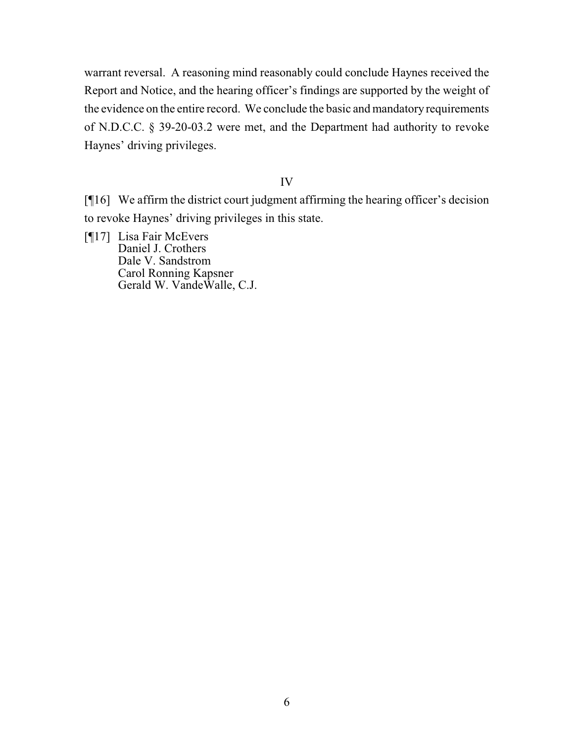warrant reversal. A reasoning mind reasonably could conclude Haynes received the Report and Notice, and the hearing officer's findings are supported by the weight of the evidence on the entire record. We conclude the basic and mandatory requirements of N.D.C.C. § 39-20-03.2 were met, and the Department had authority to revoke Haynes' driving privileges.

IV

[¶16] We affirm the district court judgment affirming the hearing officer's decision to revoke Haynes' driving privileges in this state.

[¶17] Lisa Fair McEvers
Daniel J. Crothers
Dale V. Sandstrom
Carol Ronning Kapsner
Gerald W. VandeWalle, C.J.